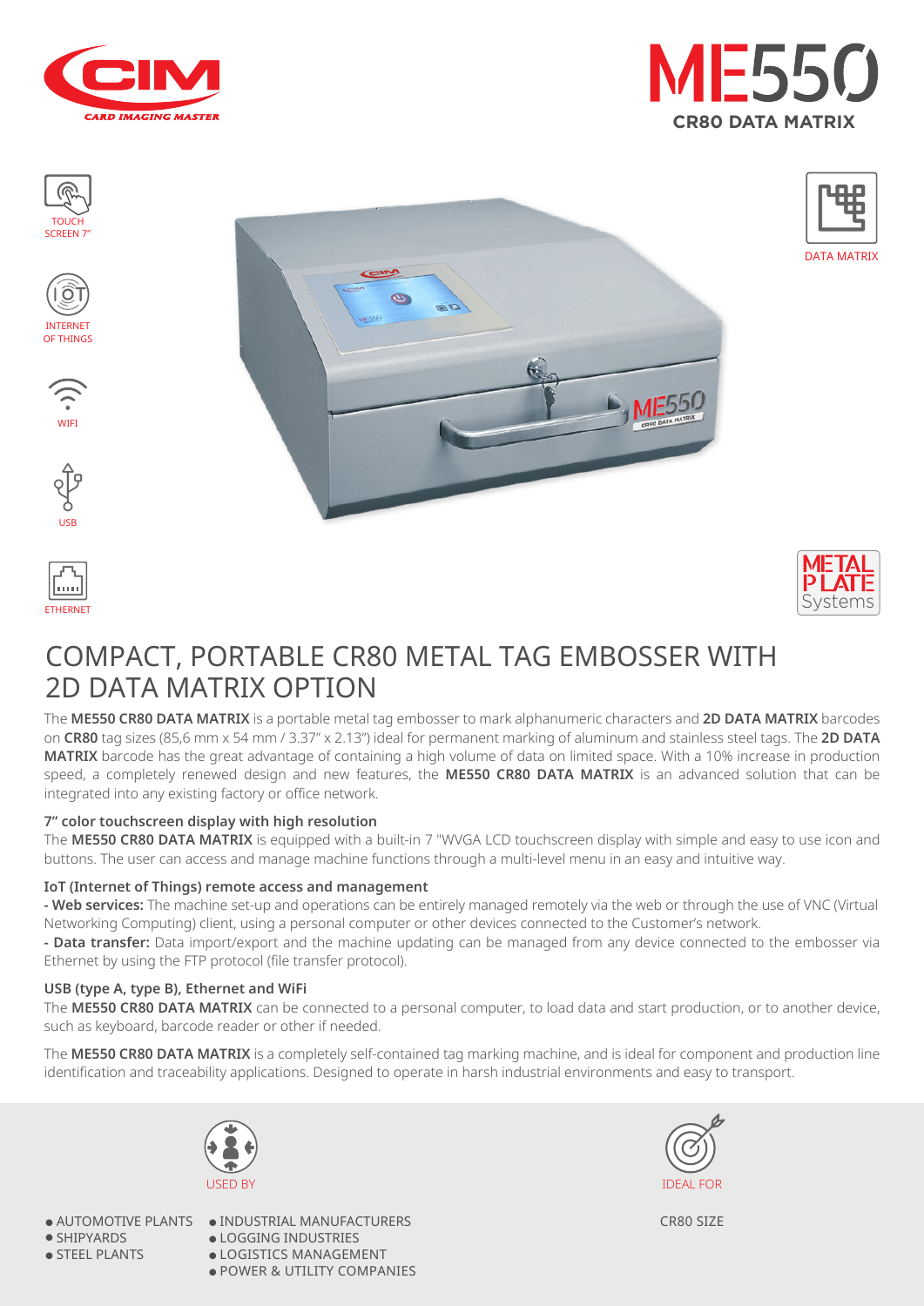CIM
CARD IMAGING MASTER

# ME550
CR80 DATA MATRIX

TOUCH SCREEN 7"

INTERNET OF THINGS

WIFI

USB

ETHERNET

DATA MATRIX

METAL PLATE Systems

## COMPACT, PORTABLE CR80 METAL TAG EMBOSSER WITH 2D DATA MATRIX OPTION

The **ME550 CR80 DATA MATRIX** is a portable metal tag embosser to mark alphanumeric characters and **2D DATA MATRIX** barcodes on **CR80** tag sizes (85,6 mm x 54 mm / 3.37" x 2.13") ideal for permanent marking of aluminum and stainless steel tags. The **2D DATA MATRIX** barcode has the great advantage of containing a high volume of data on limited space. With a 10% increase in production speed, a completely renewed design and new features, the **ME550 CR80 DATA MATRIX** is an advanced solution that can be integrated into any existing factory or office network.

### 7" color touchscreen display with high resolution

The **ME550 CR80 DATA MATRIX** is equipped with a built-in 7 "WVGA LCD touchscreen display with simple and easy to use icon and buttons. The user can access and manage machine functions through a multi-level menu in an easy and intuitive way.

### IoT (Internet of Things) remote access and management

**- Web services:** The machine set-up and operations can be entirely managed remotely via the web or through the use of VNC (Virtual Networking Computing) client, using a personal computer or other devices connected to the Customer's network.

**- Data transfer:** Data import/export and the machine updating can be managed from any device connected to the embosser via Ethernet by using the FTP protocol (file transfer protocol).

### USB (type A, type B), Ethernet and WiFi

The **ME550 CR80 DATA MATRIX** can be connected to a personal computer, to load data and start production, or to another device, such as keyboard, barcode reader or other if needed.

The **ME550 CR80 DATA MATRIX** is a completely self-contained tag marking machine, and is ideal for component and production line identification and traceability applications. Designed to operate in harsh industrial environments and easy to transport.

USED BY

- AUTOMOTIVE PLANTS
- SHIPYARDS
- STEEL PLANTS
- INDUSTRIAL MANUFACTURERS
- LOGGING INDUSTRIES
- LOGISTICS MANAGEMENT
- POWER & UTILITY COMPANIES

IDEAL FOR

CR80 SIZE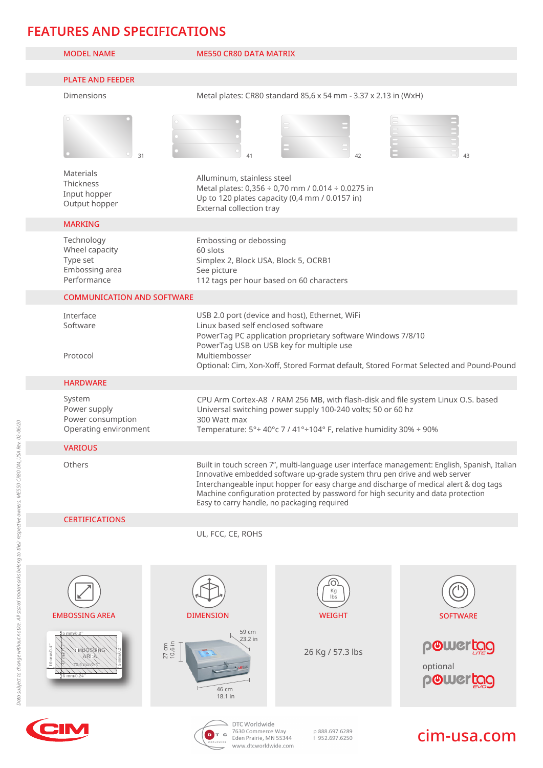# FEATURES AND SPECIFICATIONS

| | |
|---|---|
| **MODEL NAME** | **ME550 CR80 DATA MATRIX** |
| **PLATE AND FEEDER** | |
| Dimensions | Metal plates: CR80 standard 85,6 x 54 mm - 3.37 x 2.13 in (WxH) |

31 41 42 43

| | |
|---|---|
| Materials | Alluminum, stainless steel |
| Thickness | Metal plates: 0,356 ÷ 0,70 mm / 0.014 ÷ 0.0275 in |
| Input hopper | Up to 120 plates capacity (0,4 mm / 0.0157 in) |
| Output hopper | External collection tray |
| **MARKING** | |
| Technology | Embossing or debossing |
| Wheel capacity | 60 slots |
| Type set | Simplex 2, Block USA, Block 5, OCRB1 |
| Embossing area | See picture |
| Performance | 112 tags per hour based on 60 characters |
| **COMMUNICATION AND SOFTWARE** | |
| Interface | USB 2.0 port (device and host), Ethernet, WiFi |
| Software | Linux based self enclosed software<br>PowerTag PC application proprietary software Windows 7/8/10<br>PowerTag USB on USB key for multiple use |
| Protocol | Multiembosser<br>Optional: Cim, Xon-Xoff, Stored Format default, Stored Format Selected and Pound-Pound |
| **HARDWARE** | |
| System | CPU Arm Cortex-A8 / RAM 256 MB, with flash-disk and file system Linux O.S. based |
| Power supply | Universal switching power supply 100-240 volts; 50 or 60 hz |
| Power consumption | 300 Watt max |
| Operating environment | Temperature: 5°÷ 40°c 7 / 41°÷104° F, relative humidity 30% ÷ 90% |
| **VARIOUS** | |
| Others | Built in touch screen 7", multi-language user interface management: English, Spanish, Italian<br>Innovative embedded software up-grade system thru pen drive and web server<br>Interchangeable input hopper for easy charge and discharge of medical alert & dog tags<br>Machine configuration protected by password for high security and data protection<br>Easy to carry handle, no packaging required |
| **CERTIFICATIONS** | |
| | UL, FCC, CE, ROHS |

**EMBOSSING AREA**

5 mm/0.2"
EMBOSSING AREA
75.6 mm/2.8"
10 mm/0.4"
5 mm/0.2"
6 mm/0.24"

**DIMENSION**

59 cm
23.2 in
27 cm
10.6 in
46 cm
18.1 in

**WEIGHT**

26 Kg / 57.3 lbs

**SOFTWARE**

powertag LITE
optional
powertag EVO

Data subject to change without notice. All stated trademarks belong to their respective owners. ME550 CR80 DM_USA Rev. 02-06/20

CIM

DTC Worldwide
7630 Commerce Way
Eden Prairie, MN 55344
www.dtcworldwide.com

p 888.697.6289
f 952.697.6250

cim-usa.com